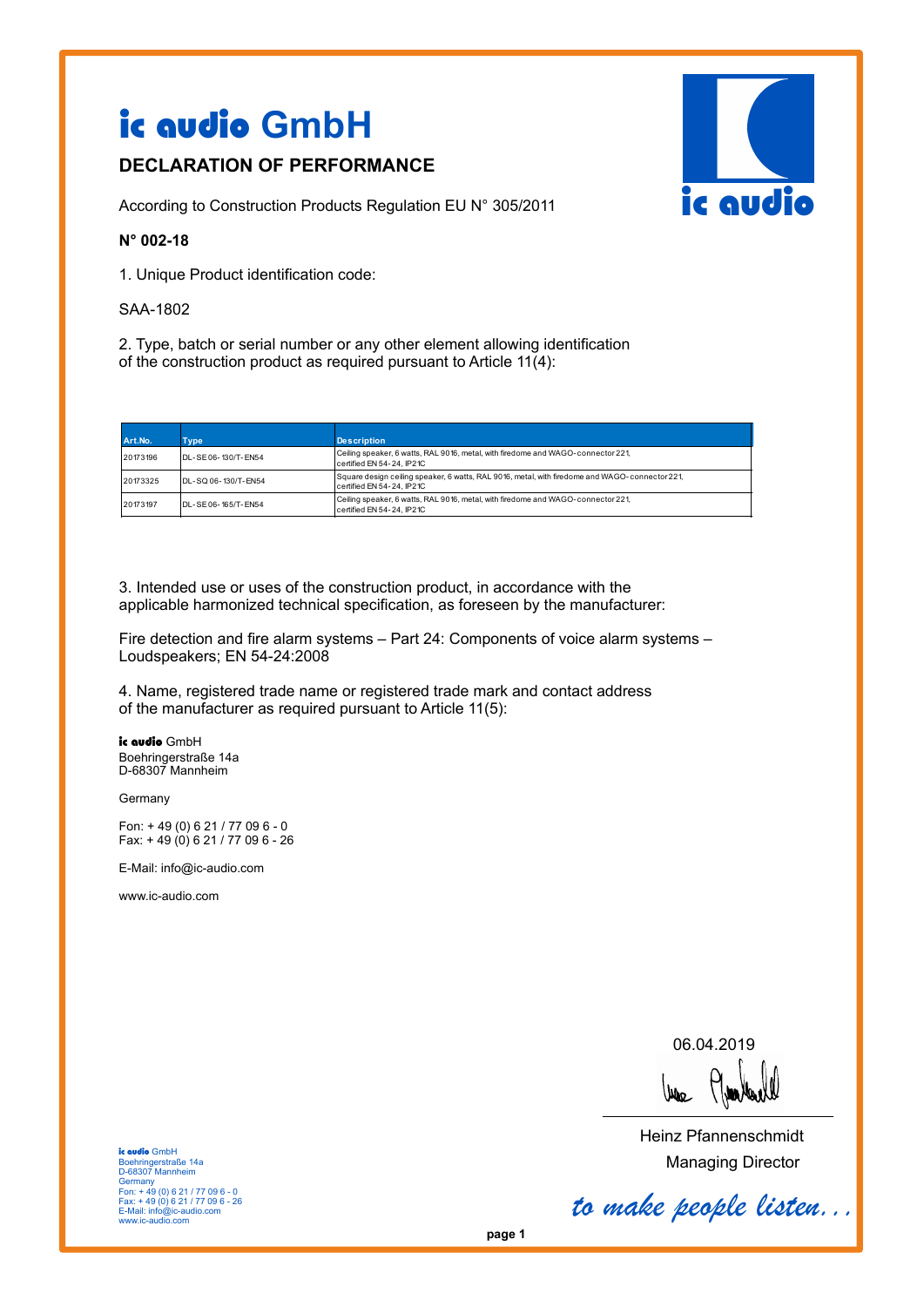# ic audio GmbH

## DECLARATION OF PERFORMANCE

According to Construction Products Regulation EU N° 305/2011

**N° 002-18**

1. Unique Product identification code:

SAA-1802

2. Type, batch or serial number or any other element allowing identification of the construction product as required pursuant to Article 11(4):

| Art.No. | Type | Description |
|---|---|---|
| 20173196 | DL-SE06-130/T-EN54 | Ceiling speaker, 6 watts, RAL 9016, metal, with firedome and WAGO-connector 221, certified EN 54-24, IP21C |
| 20173325 | DL-SQ06-130/T-EN54 | Square design ceiling speaker, 6 watts, RAL 9016, metal, with firedome and WAGO-connector 221, certified EN 54-24, IP21C |
| 20173197 | DL-SE06-165/T-EN54 | Ceiling speaker, 6 watts, RAL 9016, metal, with firedome and WAGO-connector 221, certified EN 54-24, IP21C |

3. Intended use or uses of the construction product, in accordance with the applicable harmonized technical specification, as foreseen by the manufacturer:

Fire detection and fire alarm systems – Part 24: Components of voice alarm systems – Loudspeakers; EN 54-24:2008

4. Name, registered trade name or registered trade mark and contact address of the manufacturer as required pursuant to Article 11(5):

**ic audio** GmbH
Boehringerstraße 14a
D-68307 Mannheim

Germany

Fon: + 49 (0) 6 21 / 77 09 6 - 0
Fax: + 49 (0) 6 21 / 77 09 6 - 26

E-Mail: info@ic-audio.com

www.ic-audio.com

06.04.2019

Heinz Pfannenschmidt
Managing Director

*to make people listen...*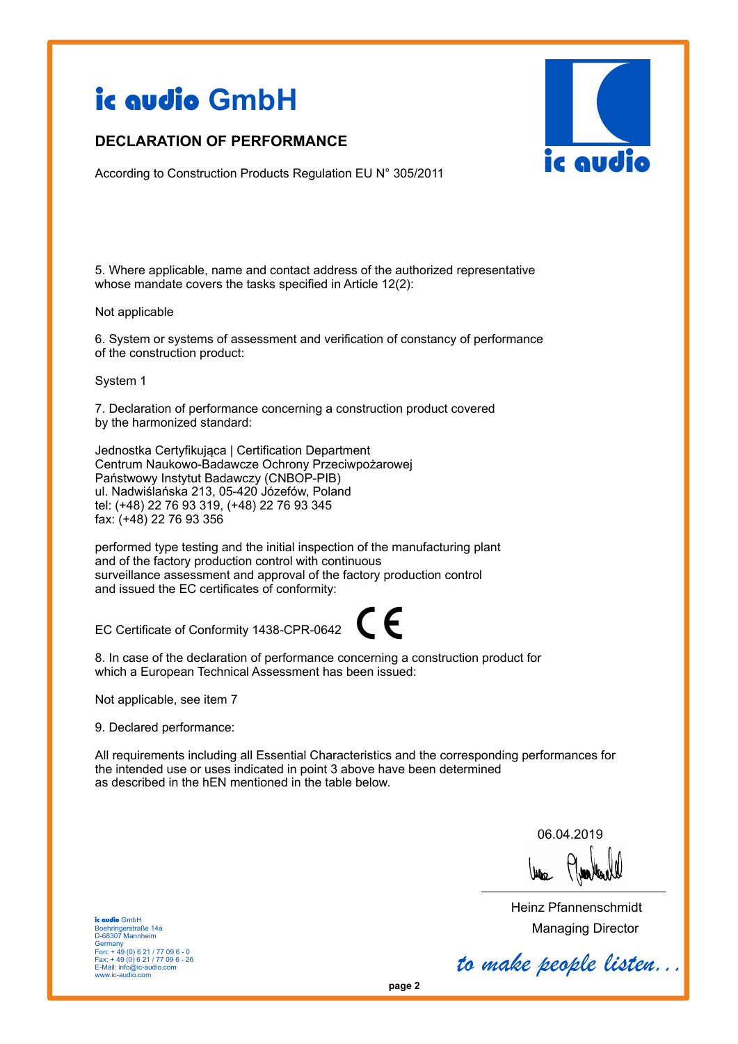# ic audio GmbH

## DECLARATION OF PERFORMANCE

According to Construction Products Regulation EU N° 305/2011

5. Where applicable, name and contact address of the authorized representative whose mandate covers the tasks specified in Article 12(2):

Not applicable

6. System or systems of assessment and verification of constancy of performance of the construction product:

System 1

7. Declaration of performance concerning a construction product covered by the harmonized standard:

Jednostka Certyfikująca | Certification Department
Centrum Naukowo-Badawcze Ochrony Przeciwpożarowej
Państwowy Instytut Badawczy (CNBOP-PIB)
ul. Nadwiślańska 213, 05-420 Józefów, Poland
tel: (+48) 22 76 93 319, (+48) 22 76 93 345
fax: (+48) 22 76 93 356

performed type testing and the initial inspection of the manufacturing plant and of the factory production control with continuous surveillance assessment and approval of the factory production control and issued the EC certificates of conformity:

EC Certificate of Conformity 1438-CPR-0642 CE

8. In case of the declaration of performance concerning a construction product for which a European Technical Assessment has been issued:

Not applicable, see item 7

9. Declared performance:

All requirements including all Essential Characteristics and the corresponding performances for the intended use or uses indicated in point 3 above have been determined as described in the hEN mentioned in the table below.

06.04.2019

Heinz Pfannenschmidt
Managing Director

ic audio GmbH
Boehringerstraße 14a
D-68307 Mannheim
Germany
Fon: + 49 (0) 6 21 / 77 09 6 - 0
Fax: + 49 (0) 6 21 / 77 09 6 - 26
E-Mail: info@ic-audio.com
www.ic-audio.com

*to make people listen...*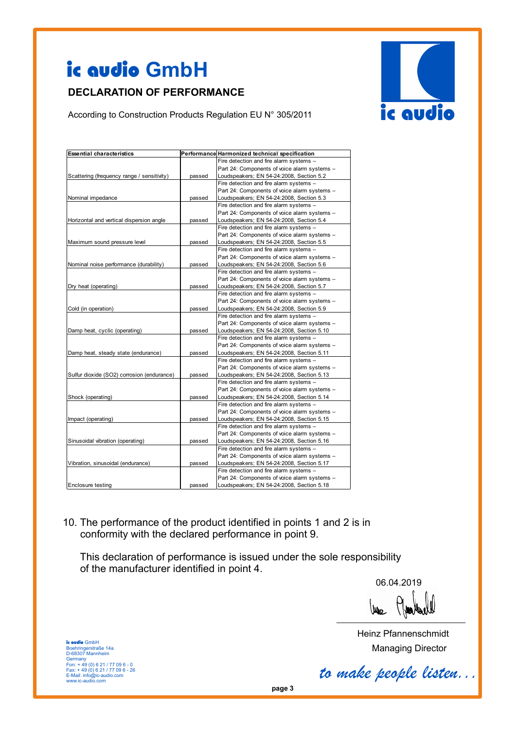# ic audio GmbH

## DECLARATION OF PERFORMANCE

According to Construction Products Regulation EU N° 305/2011

| Essential characteristics | Performance | Harmonized technical specification |
|---|---|---|
| Scattering (frequency range / sensitivity) | passed | Fire detection and fire alarm systems – Part 24: Components of voice alarm systems – Loudspeakers; EN 54-24:2008, Section 5.2 |
| Nominal impedance | passed | Fire detection and fire alarm systems – Part 24: Components of voice alarm systems – Loudspeakers; EN 54-24:2008, Section 5.3 |
| Horizontal and vertical dispersion angle | passed | Fire detection and fire alarm systems – Part 24: Components of voice alarm systems – Loudspeakers; EN 54-24:2008, Section 5.4 |
| Maximum sound pressure level | passed | Fire detection and fire alarm systems – Part 24: Components of voice alarm systems – Loudspeakers; EN 54-24:2008, Section 5.5 |
| Nominal noise performance (durability) | passed | Fire detection and fire alarm systems – Part 24: Components of voice alarm systems – Loudspeakers; EN 54-24:2008, Section 5.6 |
| Dry heat (operating) | passed | Fire detection and fire alarm systems – Part 24: Components of voice alarm systems – Loudspeakers; EN 54-24:2008, Section 5.7 |
| Cold (in operation) | passed | Fire detection and fire alarm systems – Part 24: Components of voice alarm systems – Loudspeakers; EN 54-24:2008, Section 5.9 |
| Damp heat, cyclic (operating) | passed | Fire detection and fire alarm systems – Part 24: Components of voice alarm systems – Loudspeakers; EN 54-24:2008, Section 5.10 |
| Damp heat, steady state (endurance) | passed | Fire detection and fire alarm systems – Part 24: Components of voice alarm systems – Loudspeakers; EN 54-24:2008, Section 5.11 |
| Sulfur dioxide (SO2) corrosion (endurance) | passed | Fire detection and fire alarm systems – Part 24: Components of voice alarm systems – Loudspeakers; EN 54-24:2008, Section 5.13 |
| Shock (operating) | passed | Fire detection and fire alarm systems – Part 24: Components of voice alarm systems – Loudspeakers; EN 54-24:2008, Section 5.14 |
| Impact (operating) | passed | Fire detection and fire alarm systems – Part 24: Components of voice alarm systems – Loudspeakers; EN 54-24:2008, Section 5.15 |
| Sinusoidal vibration (operating) | passed | Fire detection and fire alarm systems – Part 24: Components of voice alarm systems – Loudspeakers; EN 54-24:2008, Section 5.16 |
| Vibration, sinusoidal (endurance) | passed | Fire detection and fire alarm systems – Part 24: Components of voice alarm systems – Loudspeakers; EN 54-24:2008, Section 5.17 |
| Enclosure testing | passed | Fire detection and fire alarm systems – Part 24: Components of voice alarm systems – Loudspeakers; EN 54-24:2008, Section 5.18 |

10. The performance of the product identified in points 1 and 2 is in conformity with the declared performance in point 9.

This declaration of performance is issued under the sole responsibility of the manufacturer identified in point 4.

06.04.2019

Heinz Pfannenschmidt
Managing Director

ic audio GmbH
Boehringerstraße 14a
D-68307 Mannheim
Germany
Fon: + 49 (0) 6 21 / 77 09 6 - 0
Fax: + 49 (0) 6 21 / 77 09 6 - 26
E-Mail: info@ic-audio.com
www.ic-audio.com

*to make people listen...*